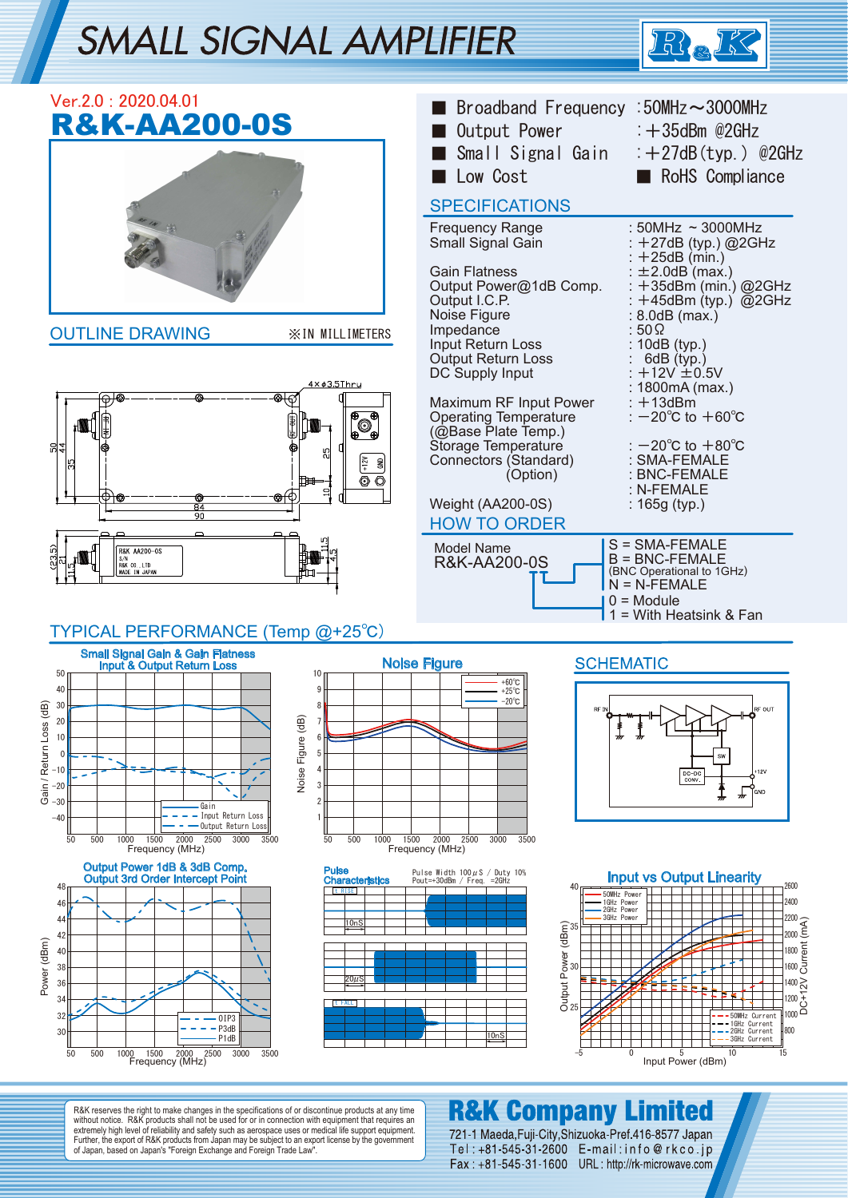# SMALL SIGNAL AMPLIFIER

Ver.2.0 : 2020.04.01

# R&K-AA200-0S

- Broadband Frequency : 50MHz～3000MHz
- Output Power : +35dBm @2GHz
- Small Signal Gain : +27dB(typ.) @2GHz
- Low Cost
- RoHS Compliance

## SPECIFICATIONS

| | |
|---|---|
| Frequency Range | : 50MHz ~ 3000MHz |
| Small Signal Gain | : +27dB (typ.) @2GHz |
| | : +25dB (min.) |
| Gain Flatness | : ±2.0dB (max.) |
| Output Power@1dB Comp. | : +35dBm (min.) @2GHz |
| Output I.C.P. | : +45dBm (typ.) @2GHz |
| Noise Figure | : 8.0dB (max.) |
| Impedance | : 50Ω |
| Input Return Loss | : 10dB (typ.) |
| Output Return Loss | : 6dB (typ.) |
| DC Supply Input | : +12V ±0.5V |
| | : 1800mA (max.) |
| Maximum RF Input Power | : +13dBm |
| Operating Temperature (@Base Plate Temp.) | : −20°C to +60°C |
| Storage Temperature | : −20°C to +80°C |
| Connectors (Standard) | : SMA-FEMALE |
| (Option) | : BNC-FEMALE |
| | : N-FEMALE |
| Weight (AA200-0S) | : 165g (typ.) |

## OUTLINE DRAWING

※IN MILLIMETERS

## HOW TO ORDER

Model Name
R&K-AA200-0S

- S = SMA-FEMALE
- B = BNC-FEMALE (BNC Operational to 1GHz)
- N = N-FEMALE

- 0 = Module
- 1 = With Heatsink & Fan

## TYPICAL PERFORMANCE (Temp @+25°C)

Small Signal Gain & Gain Flatness / Input & Output Return Loss

Noise Figure

## SCHEMATIC

Output Power 1dB & 3dB Comp. / Output 3rd Order Intercept Point

Pulse Characteristics (Pulse Width 100μS / Duty 10%, Pout=+30dBm / Freq. =2GHz)

Input vs Output Linearity

R&K reserves the right to make changes in the specifications of or discontinue products at any time without notice. R&K products shall not be used for or in connection with equipment that requires an extremely high level of reliability and safety such as aerospace uses or medical life support equipment. Further, the export of R&K products from Japan may be subject to an export license by the government of Japan, based on Japan's "Foreign Exchange and Foreign Trade Law".

**R&K Company Limited**
721-1 Maeda,Fuji-City,Shizuoka-Pref.416-8577 Japan
Tel : +81-545-31-2600 E-mail : info@rkco.jp
Fax : +81-545-31-1600 URL : http://rk-microwave.com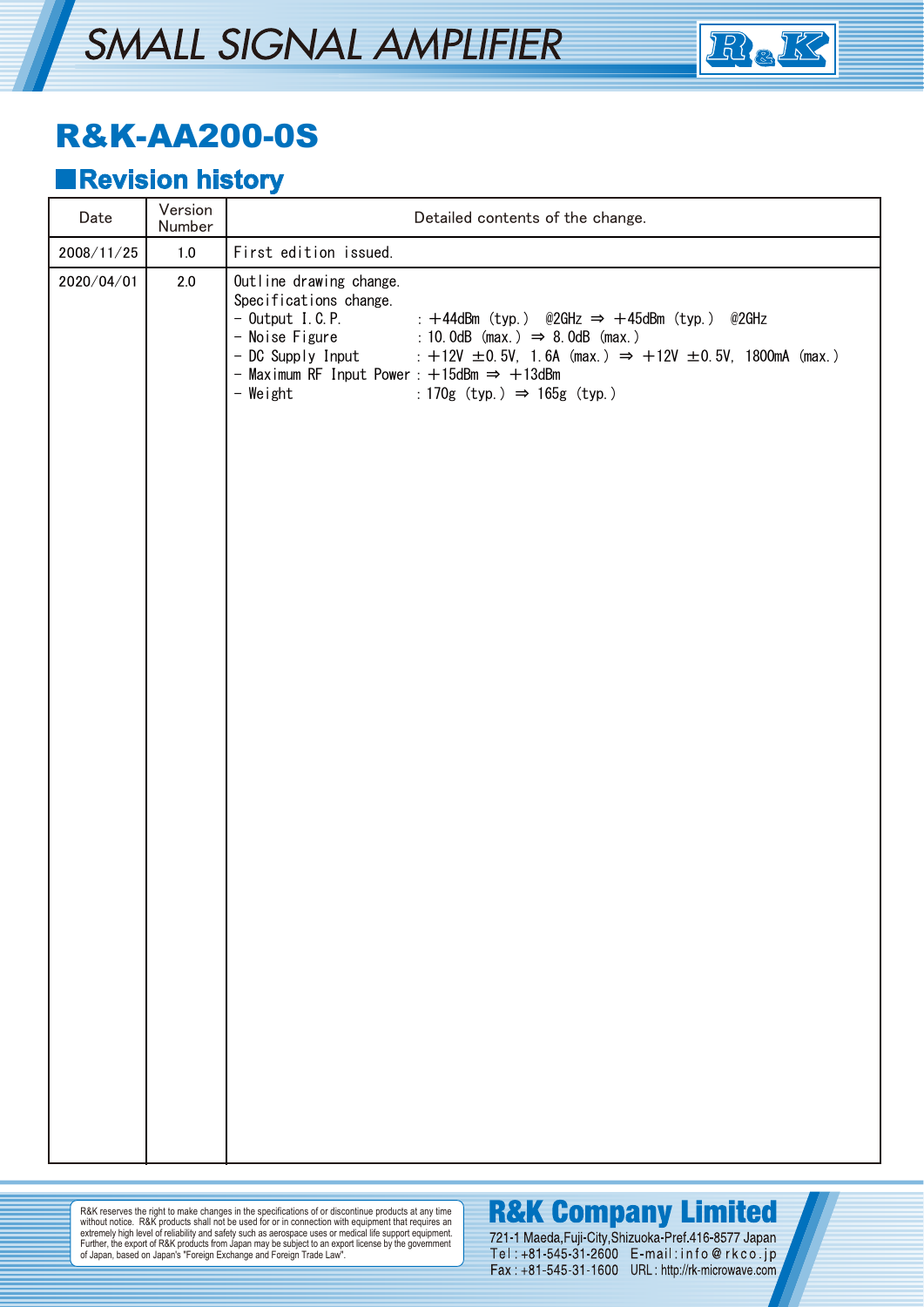# SMALL SIGNAL AMPLIFIER

## R&K-AA200-0S

### Revision history

| Date | Version Number | Detailed contents of the change. |
|---|---|---|
| 2008/11/25 | 1.0 | First edition issued. |
| 2020/04/01 | 2.0 | Outline drawing change.<br>Specifications change.<br>- Output I.C.P. : +44dBm (typ.) @2GHz ⇒ +45dBm (typ.) @2GHz<br>- Noise Figure : 10.0dB (max.) ⇒ 8.0dB (max.)<br>- DC Supply Input : +12V ±0.5V, 1.6A (max.) ⇒ +12V ±0.5V, 1800mA (max.)<br>- Maximum RF Input Power : +15dBm ⇒ +13dBm<br>- Weight : 170g (typ.) ⇒ 165g (typ.) |

R&K reserves the right to make changes in the specifications of or discontinue products at any time without notice. R&K products shall not be used for or in connection with equipment that requires an extremely high level of reliability and safety such as aerospace uses or medical life support equipment. Further, the export of R&K products from Japan may be subject to an export license by the government of Japan, based on Japan's "Foreign Exchange and Foreign Trade Law".

**R&K Company Limited**
721-1 Maeda,Fuji-City,Shizuoka-Pref.416-8577 Japan
Tel : +81-545-31-2600 E-mail : info@rkco.jp
Fax : +81-545-31-1600 URL : http://rk-microwave.com